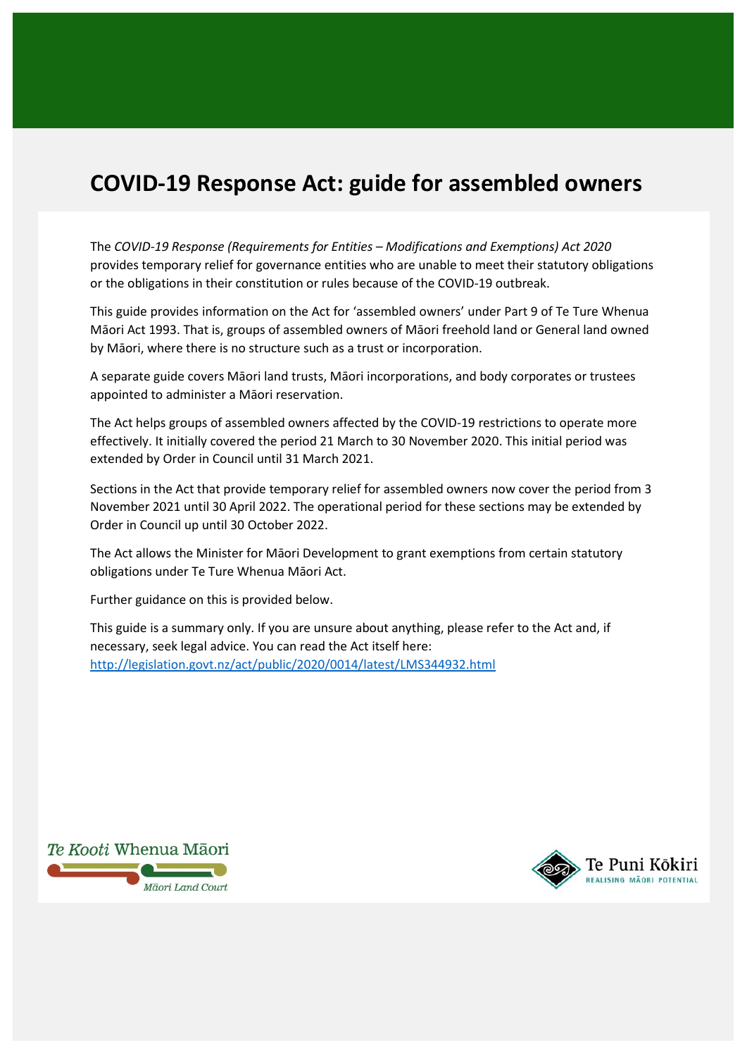# COVID-19 Response Act: guide for assembled owners

The *COVID-19 Response (Requirements for Entities – Modifications and Exemptions) Act 2020* provides temporary relief for governance entities who are unable to meet their statutory obligations or the obligations in their constitution or rules because of the COVID-19 outbreak.

This guide provides information on the Act for 'assembled owners' under Part 9 of Te Ture Whenua Māori Act 1993. That is, groups of assembled owners of Māori freehold land or General land owned by Māori, where there is no structure such as a trust or incorporation.

A separate guide covers Māori land trusts, Māori incorporations, and body corporates or trustees appointed to administer a Māori reservation.

The Act helps groups of assembled owners affected by the COVID-19 restrictions to operate more effectively. It initially covered the period 21 March to 30 November 2020. This initial period was extended by Order in Council until 31 March 2021.

Sections in the Act that provide temporary relief for assembled owners now cover the period from 3 November 2021 until 30 April 2022. The operational period for these sections may be extended by Order in Council up until 30 October 2022.

The Act allows the Minister for Māori Development to grant exemptions from certain statutory obligations under Te Ture Whenua Māori Act.

Further guidance on this is provided below.

This guide is a summary only. If you are unsure about anything, please refer to the Act and, if necessary, seek legal advice. You can read the Act itself here: [http://legislation.govt.nz/act/public/2020/0014/latest/LMS344932.html](http://legislation.govt.nz/act/public/2020/0014/latest/LMS344932.html)

Te Kooti Whenua Māori
Māori Land Court

Te Puni Kōkiri
REALISING MĀORI POTENTIAL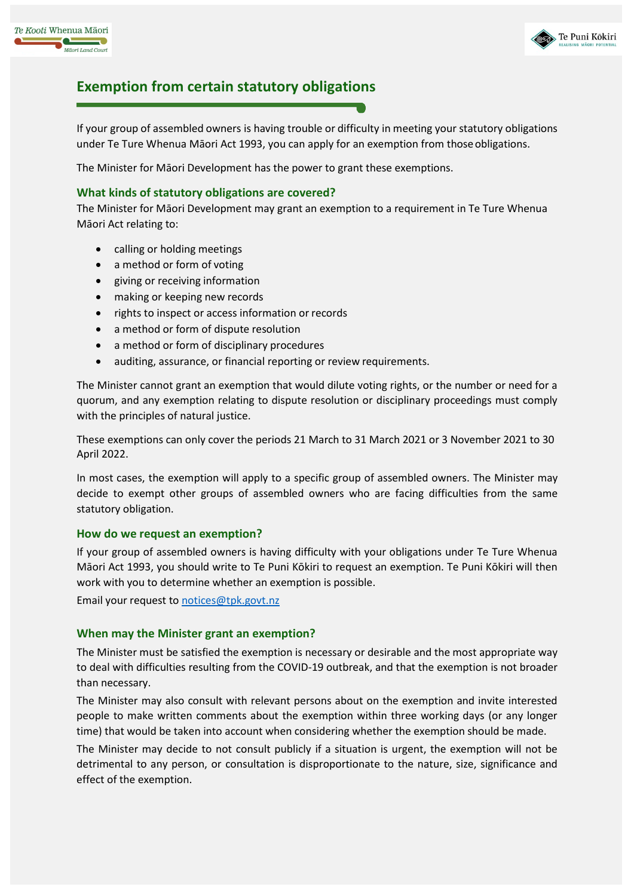## Exemption from certain statutory obligations

If your group of assembled owners is having trouble or difficulty in meeting your statutory obligations under Te Ture Whenua Māori Act 1993, you can apply for an exemption from those obligations.

The Minister for Māori Development has the power to grant these exemptions.

### What kinds of statutory obligations are covered?

The Minister for Māori Development may grant an exemption to a requirement in Te Ture Whenua Māori Act relating to:

- calling or holding meetings
- a method or form of voting
- giving or receiving information
- making or keeping new records
- rights to inspect or access information or records
- a method or form of dispute resolution
- a method or form of disciplinary procedures
- auditing, assurance, or financial reporting or review requirements.

The Minister cannot grant an exemption that would dilute voting rights, or the number or need for a quorum, and any exemption relating to dispute resolution or disciplinary proceedings must comply with the principles of natural justice.

These exemptions can only cover the periods 21 March to 31 March 2021 or 3 November 2021 to 30 April 2022.

In most cases, the exemption will apply to a specific group of assembled owners. The Minister may decide to exempt other groups of assembled owners who are facing difficulties from the same statutory obligation.

### How do we request an exemption?

If your group of assembled owners is having difficulty with your obligations under Te Ture Whenua Māori Act 1993, you should write to Te Puni Kōkiri to request an exemption. Te Puni Kōkiri will then work with you to determine whether an exemption is possible.

Email your request to notices@tpk.govt.nz

### When may the Minister grant an exemption?

The Minister must be satisfied the exemption is necessary or desirable and the most appropriate way to deal with difficulties resulting from the COVID-19 outbreak, and that the exemption is not broader than necessary.

The Minister may also consult with relevant persons about on the exemption and invite interested people to make written comments about the exemption within three working days (or any longer time) that would be taken into account when considering whether the exemption should be made.

The Minister may decide to not consult publicly if a situation is urgent, the exemption will not be detrimental to any person, or consultation is disproportionate to the nature, size, significance and effect of the exemption.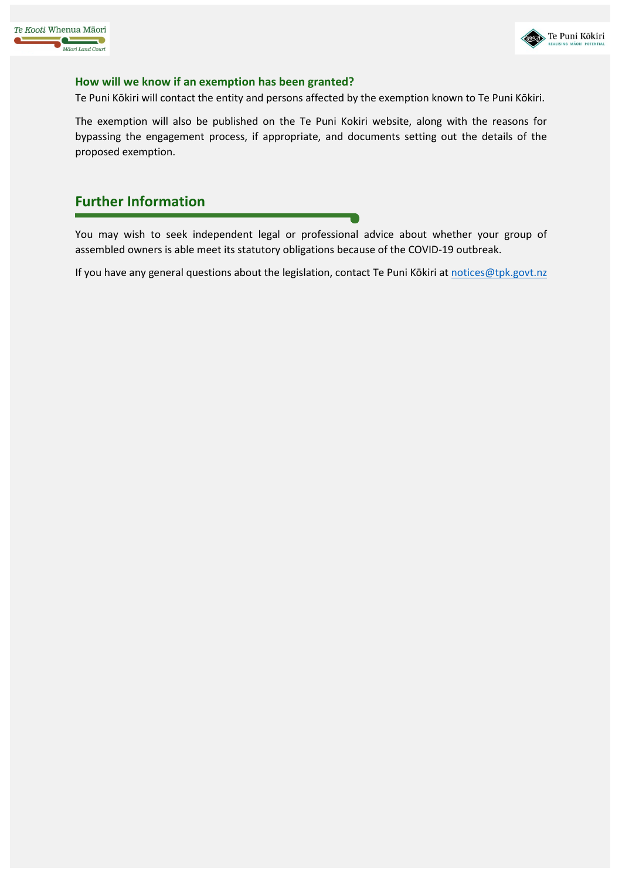### How will we know if an exemption has been granted?

Te Puni Kōkiri will contact the entity and persons affected by the exemption known to Te Puni Kōkiri.

The exemption will also be published on the Te Puni Kokiri website, along with the reasons for bypassing the engagement process, if appropriate, and documents setting out the details of the proposed exemption.

## Further Information

You may wish to seek independent legal or professional advice about whether your group of assembled owners is able meet its statutory obligations because of the COVID-19 outbreak.

If you have any general questions about the legislation, contact Te Puni Kōkiri at notices@tpk.govt.nz